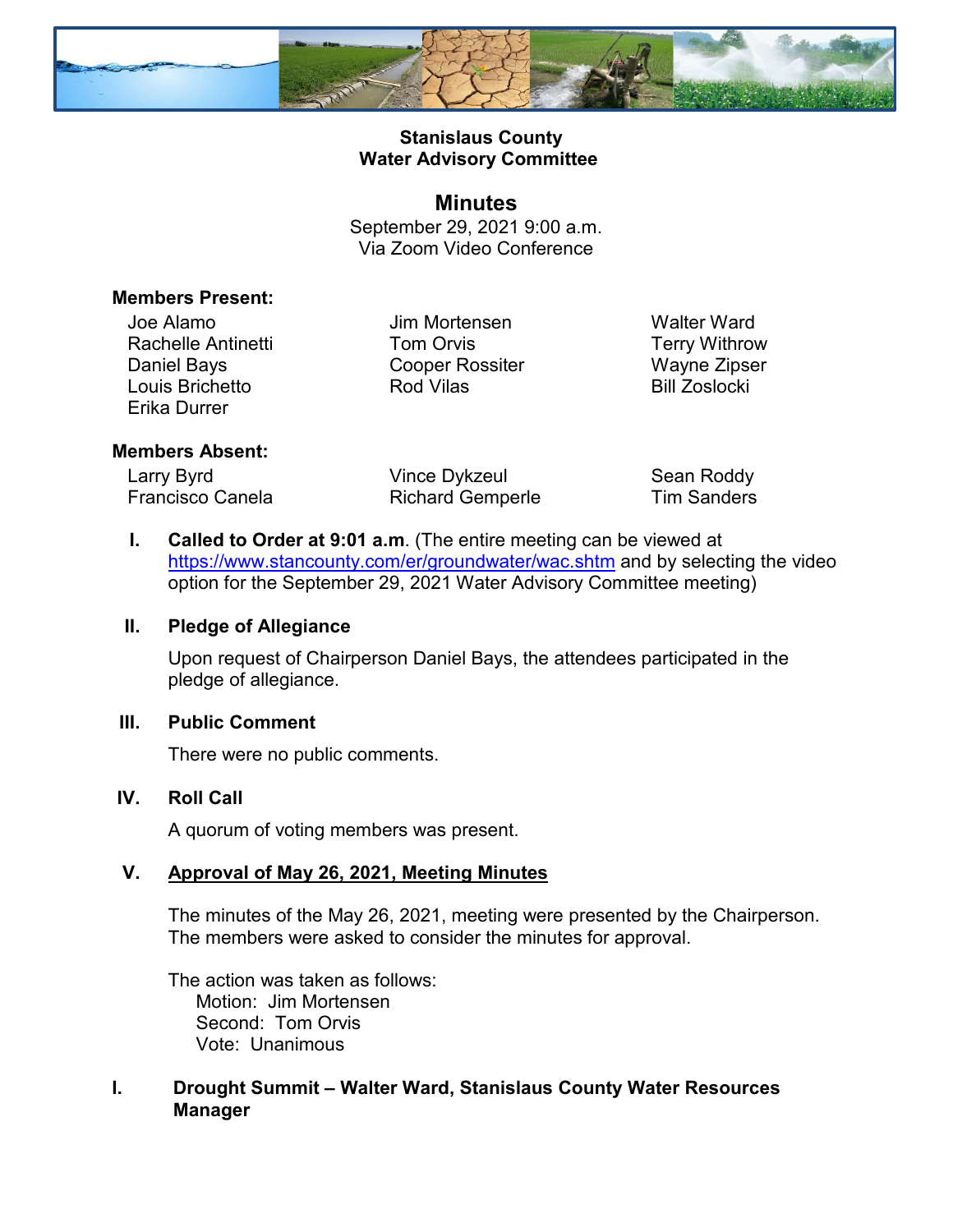**Stanislaus County**
**Water Advisory Committee**

# Minutes

September 29, 2021 9:00 a.m.
Via Zoom Video Conference

**Members Present:**

Joe Alamo
Rachelle Antinetti
Daniel Bays
Louis Brichetto
Erika Durrer
Jim Mortensen
Tom Orvis
Cooper Rossiter
Rod Vilas
Walter Ward
Terry Withrow
Wayne Zipser
Bill Zoslocki

**Members Absent:**

Larry Byrd
Francisco Canela
Vince Dykzeul
Richard Gemperle
Sean Roddy
Tim Sanders

**I. Called to Order at 9:01 a.m**. (The entire meeting can be viewed at https://www.stancounty.com/er/groundwater/wac.shtm and by selecting the video option for the September 29, 2021 Water Advisory Committee meeting)

**II. Pledge of Allegiance**

Upon request of Chairperson Daniel Bays, the attendees participated in the pledge of allegiance.

**III. Public Comment**

There were no public comments.

**IV. Roll Call**

A quorum of voting members was present.

**V. Approval of May 26, 2021, Meeting Minutes**

The minutes of the May 26, 2021, meeting were presented by the Chairperson. The members were asked to consider the minutes for approval.

The action was taken as follows:
Motion: Jim Mortensen
Second: Tom Orvis
Vote: Unanimous

**I. Drought Summit – Walter Ward, Stanislaus County Water Resources Manager**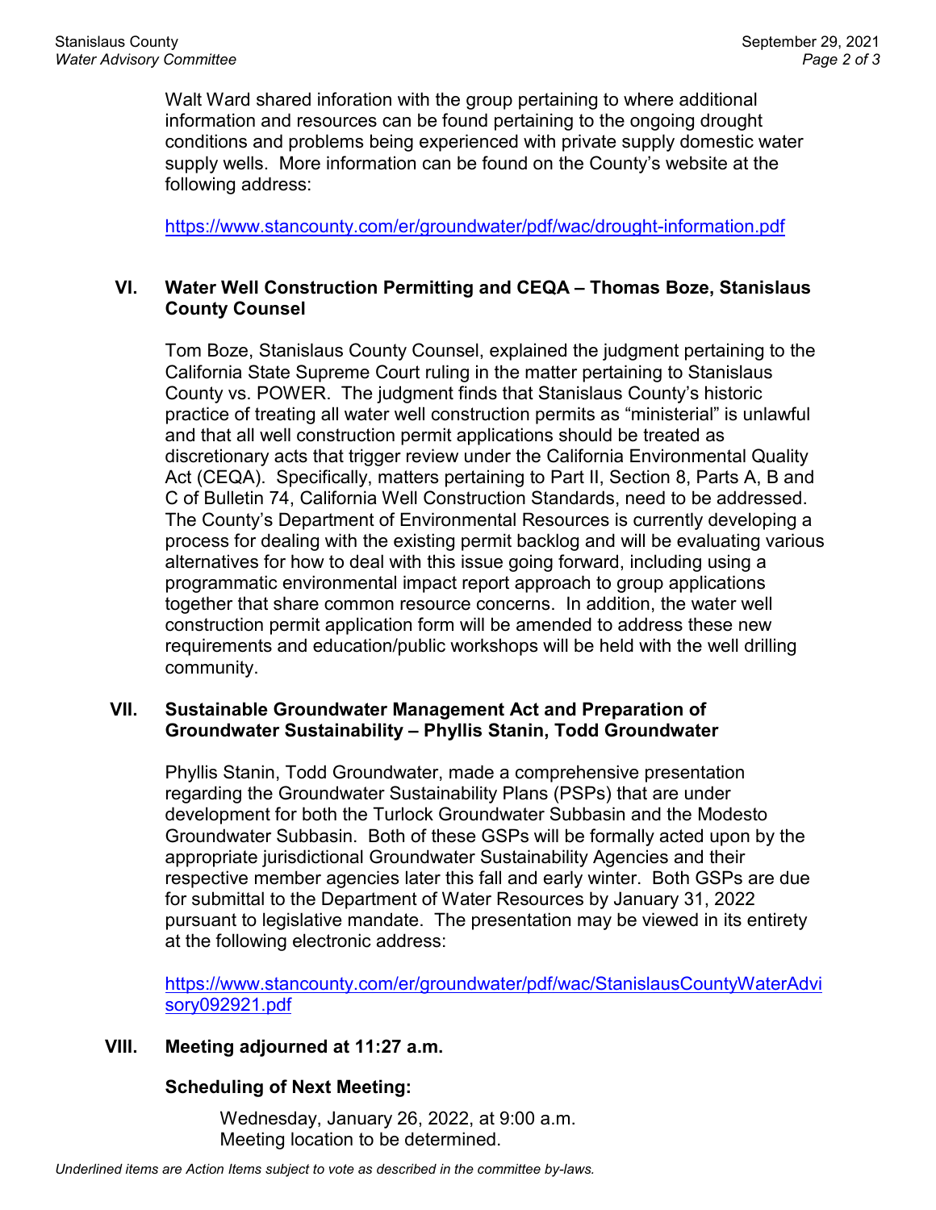Walt Ward shared inforation with the group pertaining to where additional information and resources can be found pertaining to the ongoing drought conditions and problems being experienced with private supply domestic water supply wells. More information can be found on the County's website at the following address:

https://www.stancounty.com/er/groundwater/pdf/wac/drought-information.pdf

## VI. Water Well Construction Permitting and CEQA – Thomas Boze, Stanislaus County Counsel

Tom Boze, Stanislaus County Counsel, explained the judgment pertaining to the California State Supreme Court ruling in the matter pertaining to Stanislaus County vs. POWER. The judgment finds that Stanislaus County's historic practice of treating all water well construction permits as "ministerial" is unlawful and that all well construction permit applications should be treated as discretionary acts that trigger review under the California Environmental Quality Act (CEQA). Specifically, matters pertaining to Part II, Section 8, Parts A, B and C of Bulletin 74, California Well Construction Standards, need to be addressed. The County's Department of Environmental Resources is currently developing a process for dealing with the existing permit backlog and will be evaluating various alternatives for how to deal with this issue going forward, including using a programmatic environmental impact report approach to group applications together that share common resource concerns. In addition, the water well construction permit application form will be amended to address these new requirements and education/public workshops will be held with the well drilling community.

## VII. Sustainable Groundwater Management Act and Preparation of Groundwater Sustainability – Phyllis Stanin, Todd Groundwater

Phyllis Stanin, Todd Groundwater, made a comprehensive presentation regarding the Groundwater Sustainability Plans (PSPs) that are under development for both the Turlock Groundwater Subbasin and the Modesto Groundwater Subbasin. Both of these GSPs will be formally acted upon by the appropriate jurisdictional Groundwater Sustainability Agencies and their respective member agencies later this fall and early winter. Both GSPs are due for submittal to the Department of Water Resources by January 31, 2022 pursuant to legislative mandate. The presentation may be viewed in its entirety at the following electronic address:

https://www.stancounty.com/er/groundwater/pdf/wac/StanislausCountyWaterAdvisory092921.pdf

## VIII. Meeting adjourned at 11:27 a.m.

**Scheduling of Next Meeting:**

Wednesday, January 26, 2022, at 9:00 a.m.
Meeting location to be determined.

*Underlined items are Action Items subject to vote as described in the committee by-laws.*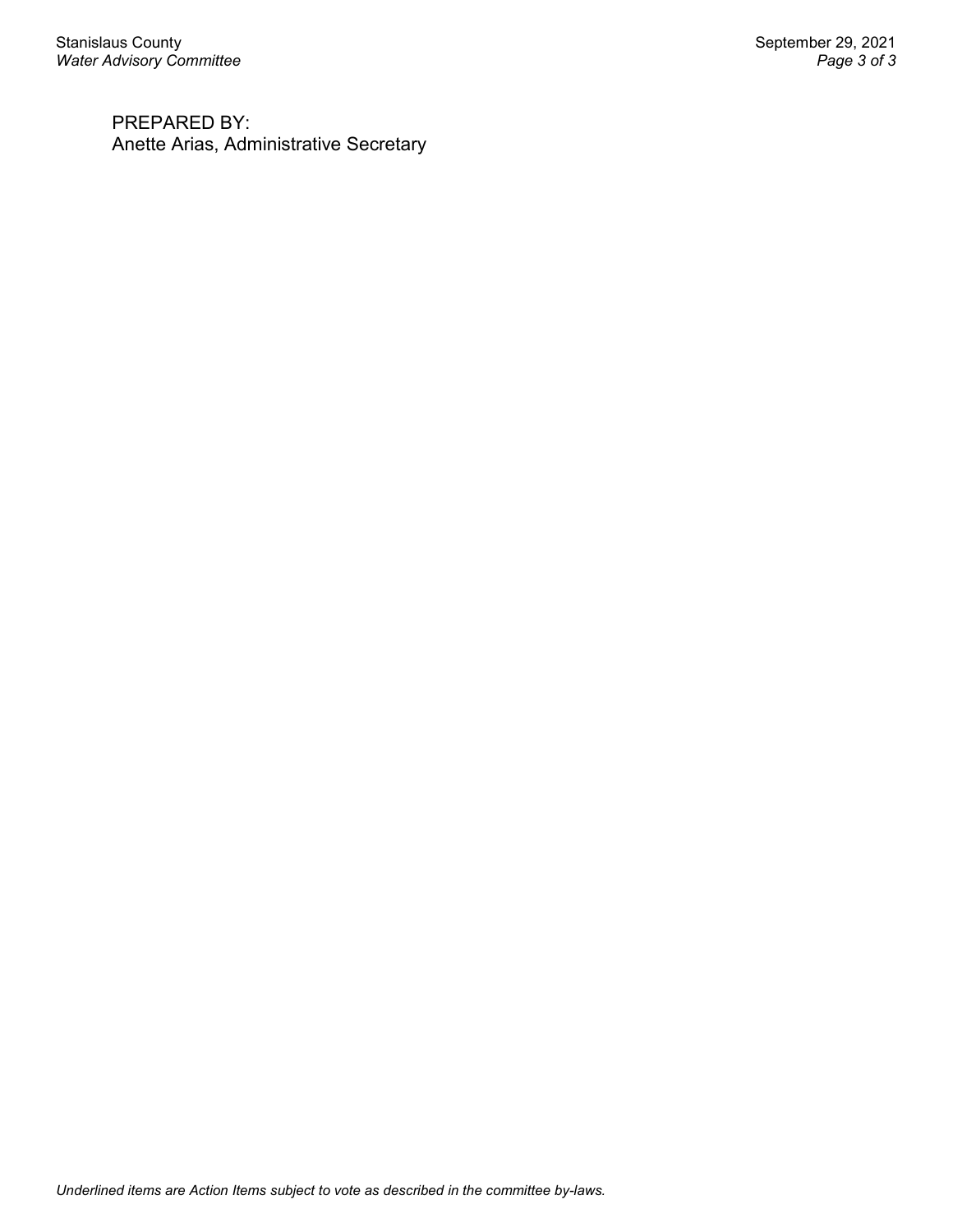PREPARED BY:
Anette Arias, Administrative Secretary

*Underlined items are Action Items subject to vote as described in the committee by-laws.*